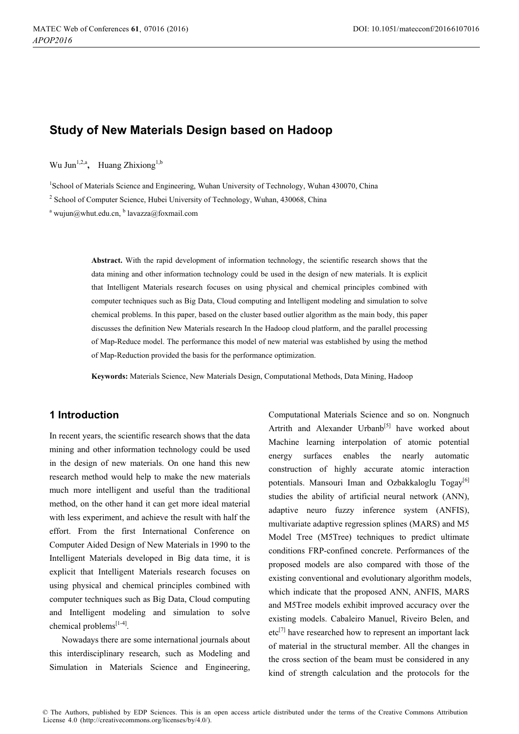# Study of New Materials Design based on Hadoop

Wu Jun[1,2,a], Huang Zhixiong[1,b]

[1]School of Materials Science and Engineering, Wuhan University of Technology, Wuhan 430070, China

[2] School of Computer Science, Hubei University of Technology, Wuhan, 430068, China

[a] wujun@whut.edu.cn, [b] lavazza@foxmail.com

**Abstract.** With the rapid development of information technology, the scientific research shows that the data mining and other information technology could be used in the design of new materials. It is explicit that Intelligent Materials research focuses on using physical and chemical principles combined with computer techniques such as Big Data, Cloud computing and Intelligent modeling and simulation to solve chemical problems. In this paper, based on the cluster based outlier algorithm as the main body, this paper discusses the definition New Materials research In the Hadoop cloud platform, and the parallel processing of Map-Reduce model. The performance this model of new material was established by using the method of Map-Reduction provided the basis for the performance optimization.

**Keywords:** Materials Science, New Materials Design, Computational Methods, Data Mining, Hadoop

## 1 Introduction

In recent years, the scientific research shows that the data mining and other information technology could be used in the design of new materials. On one hand this new research method would help to make the new materials much more intelligent and useful than the traditional method, on the other hand it can get more ideal material with less experiment, and achieve the result with half the effort. From the first International Conference on Computer Aided Design of New Materials in 1990 to the Intelligent Materials developed in Big data time, it is explicit that Intelligent Materials research focuses on using physical and chemical principles combined with computer techniques such as Big Data, Cloud computing and Intelligent modeling and simulation to solve chemical problems[1-4].

Nowadays there are some international journals about this interdisciplinary research, such as Modeling and Simulation in Materials Science and Engineering, Computational Materials Science and so on. Nongnuch Artrith and Alexander Urbanb[5] have worked about Machine learning interpolation of atomic potential energy surfaces enables the nearly automatic construction of highly accurate atomic interaction potentials. Mansouri Iman and Ozbakkaloglu Togay[6] studies the ability of artificial neural network (ANN), adaptive neuro fuzzy inference system (ANFIS), multivariate adaptive regression splines (MARS) and M5 Model Tree (M5Tree) techniques to predict ultimate conditions FRP-confined concrete. Performances of the proposed models are also compared with those of the existing conventional and evolutionary algorithm models, which indicate that the proposed ANN, ANFIS, MARS and M5Tree models exhibit improved accuracy over the existing models. Cabaleiro Manuel, Riveiro Belen, and etc[7] have researched how to represent an important lack of material in the structural member. All the changes in the cross section of the beam must be considered in any kind of strength calculation and the protocols for the

© The Authors, published by EDP Sciences. This is an open access article distributed under the terms of the Creative Commons Attribution License 4.0 (http://creativecommons.org/licenses/by/4.0/).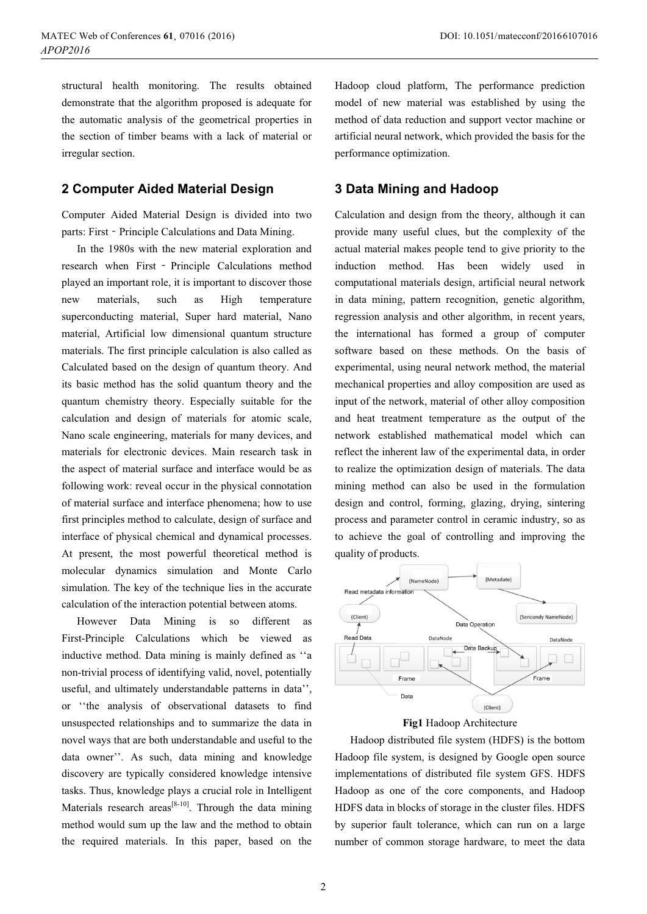structural health monitoring. The results obtained demonstrate that the algorithm proposed is adequate for the automatic analysis of the geometrical properties in the section of timber beams with a lack of material or irregular section.

## 2 Computer Aided Material Design

Computer Aided Material Design is divided into two parts: First‐Principle Calculations and Data Mining.

In the 1980s with the new material exploration and research when First‐Principle Calculations method played an important role, it is important to discover those new materials, such as High temperature superconducting material, Super hard material, Nano material, Artificial low dimensional quantum structure materials. The first principle calculation is also called as Calculated based on the design of quantum theory. And its basic method has the solid quantum theory and the quantum chemistry theory. Especially suitable for the calculation and design of materials for atomic scale, Nano scale engineering, materials for many devices, and materials for electronic devices. Main research task in the aspect of material surface and interface would be as following work: reveal occur in the physical connotation of material surface and interface phenomena; how to use first principles method to calculate, design of surface and interface of physical chemical and dynamical processes. At present, the most powerful theoretical method is molecular dynamics simulation and Monte Carlo simulation. The key of the technique lies in the accurate calculation of the interaction potential between atoms.

However Data Mining is so different as First-Principle Calculations which be viewed as inductive method. Data mining is mainly defined as ''a non-trivial process of identifying valid, novel, potentially useful, and ultimately understandable patterns in data'', or ''the analysis of observational datasets to find unsuspected relationships and to summarize the data in novel ways that are both understandable and useful to the data owner''. As such, data mining and knowledge discovery are typically considered knowledge intensive tasks. Thus, knowledge plays a crucial role in Intelligent Materials research areas[8-10]. Through the data mining method would sum up the law and the method to obtain the required materials. In this paper, based on the Hadoop cloud platform, The performance prediction model of new material was established by using the method of data reduction and support vector machine or artificial neural network, which provided the basis for the performance optimization.

## 3 Data Mining and Hadoop

Calculation and design from the theory, although it can provide many useful clues, but the complexity of the actual material makes people tend to give priority to the induction method. Has been widely used in computational materials design, artificial neural network in data mining, pattern recognition, genetic algorithm, regression analysis and other algorithm, in recent years, the international has formed a group of computer software based on these methods. On the basis of experimental, using neural network method, the material mechanical properties and alloy composition are used as input of the network, material of other alloy composition and heat treatment temperature as the output of the network established mathematical model which can reflect the inherent law of the experimental data, in order to realize the optimization design of materials. The data mining method can also be used in the formulation design and control, forming, glazing, drying, sintering process and parameter control in ceramic industry, so as to achieve the goal of controlling and improving the quality of products.

**Fig1** Hadoop Architecture

Hadoop distributed file system (HDFS) is the bottom Hadoop file system, is designed by Google open source implementations of distributed file system GFS. HDFS Hadoop as one of the core components, and Hadoop HDFS data in blocks of storage in the cluster files. HDFS by superior fault tolerance, which can run on a large number of common storage hardware, to meet the data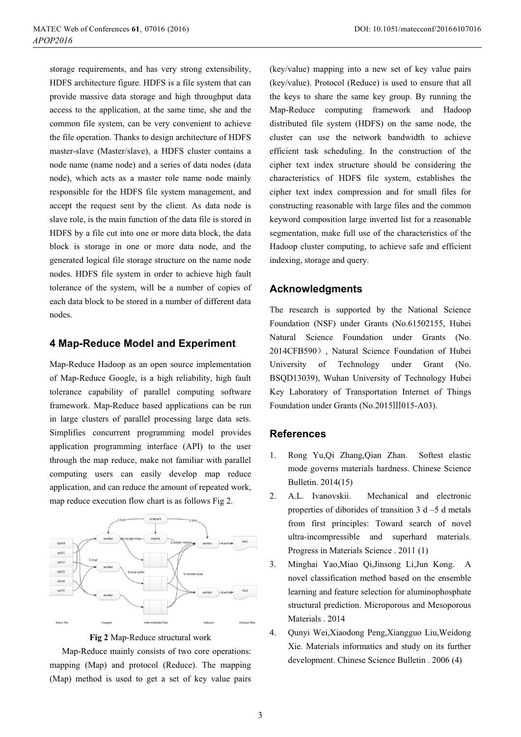storage requirements, and has very strong extensibility, HDFS architecture figure. HDFS is a file system that can provide massive data storage and high throughput data access to the application, at the same time, she and the common file system, can be very convenient to achieve the file operation. Thanks to design architecture of HDFS master-slave (Master/slave), a HDFS cluster contains a node name (name node) and a series of data nodes (data node), which acts as a master role name node mainly responsible for the HDFS file system management, and accept the request sent by the client. As data node is slave role, is the main function of the data file is stored in HDFS by a file cut into one or more data block, the data block is storage in one or more data node, and the generated logical file storage structure on the name node nodes. HDFS file system in order to achieve high fault tolerance of the system, will be a number of copies of each data block to be stored in a number of different data nodes.

## 4 Map-Reduce Model and Experiment

Map-Reduce Hadoop as an open source implementation of Map-Reduce Google, is a high reliability, high fault tolerance capability of parallel computing software framework. Map-Reduce based applications can be run in large clusters of parallel processing large data sets. Simplifies concurrent programming model provides application programming interface (API) to the user through the map reduce, make not familiar with parallel computing users can easily develop map reduce application, and can reduce the amount of repeated work, map reduce execution flow chart is as follows Fig 2.

**Fig 2** Map-Reduce structural work

Map-Reduce mainly consists of two core operations: mapping (Map) and protocol (Reduce). The mapping (Map) method is used to get a set of key value pairs (key/value) mapping into a new set of key value pairs (key/value). Protocol (Reduce) is used to ensure that all the keys to share the same key group. By running the Map-Reduce computing framework and Hadoop distributed file system (HDFS) on the same node, the cluster can use the network bandwidth to achieve efficient task scheduling. In the construction of the cipher text index structure should be considering the characteristics of HDFS file system, establishes the cipher text index compression and for small files for constructing reasonable with large files and the common keyword composition large inverted list for a reasonable segmentation, make full use of the characteristics of the Hadoop cluster computing, to achieve safe and efficient indexing, storage and query.

## Acknowledgments

The research is supported by the National Science Foundation (NSF) under Grants (No.61502155, Hubei Natural Science Foundation under Grants (No. 2014CFB590）, Natural Science Foundation of Hubei University of Technology under Grant (No. BSQD13039), Wuhan University of Technology Hubei Key Laboratory of Transportation Internet of Things Foundation under Grants (No.2015III015-A03).

## References

1. Rong Yu,Qi Zhang,Qian Zhan. Softest elastic mode governs materials hardness. Chinese Science Bulletin. 2014(15)
2. A.L. Ivanovskii. Mechanical and electronic properties of diborides of transition 3 d –5 d metals from first principles: Toward search of novel ultra-incompressible and superhard materials. Progress in Materials Science . 2011 (1)
3. Minghai Yao,Miao Qi,Jinsong Li,Jun Kong. A novel classification method based on the ensemble learning and feature selection for aluminophosphate structural prediction. Microporous and Mesoporous Materials . 2014
4. Qunyi Wei,Xiaodong Peng,Xiangguo Liu,Weidong Xie. Materials informatics and study on its further development. Chinese Science Bulletin . 2006 (4)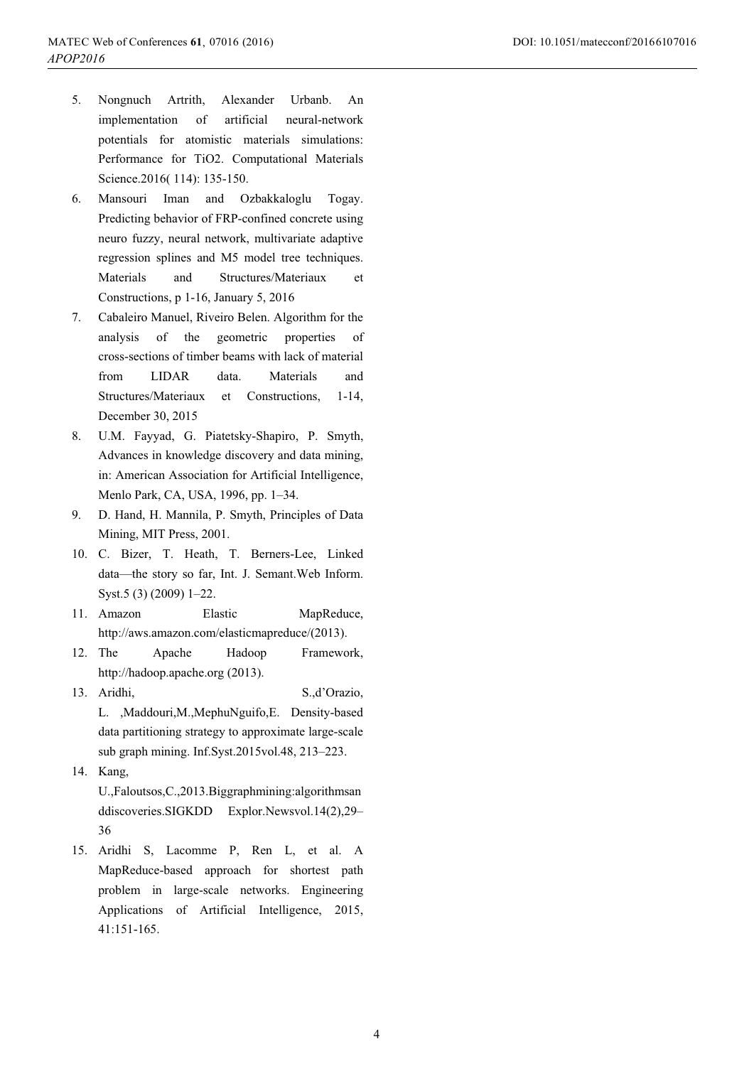5. Nongnuch Artrith, Alexander Urbanb. An implementation of artificial neural-network potentials for atomistic materials simulations: Performance for TiO2. Computational Materials Science.2016( 114): 135-150.
6. Mansouri Iman and Ozbakkaloglu Togay. Predicting behavior of FRP-confined concrete using neuro fuzzy, neural network, multivariate adaptive regression splines and M5 model tree techniques. Materials and Structures/Materiaux et Constructions, p 1-16, January 5, 2016
7. Cabaleiro Manuel, Riveiro Belen. Algorithm for the analysis of the geometric properties of cross-sections of timber beams with lack of material from LIDAR data. Materials and Structures/Materiaux et Constructions, 1-14, December 30, 2015
8. U.M. Fayyad, G. Piatetsky-Shapiro, P. Smyth, Advances in knowledge discovery and data mining, in: American Association for Artificial Intelligence, Menlo Park, CA, USA, 1996, pp. 1–34.
9. D. Hand, H. Mannila, P. Smyth, Principles of Data Mining, MIT Press, 2001.
10. C. Bizer, T. Heath, T. Berners-Lee, Linked data—the story so far, Int. J. Semant.Web Inform. Syst.5 (3) (2009) 1–22.
11. Amazon Elastic MapReduce, http://aws.amazon.com/elasticmapreduce/(2013).
12. The Apache Hadoop Framework, http://hadoop.apache.org (2013).
13. Aridhi, S.,d'Orazio, L. ,Maddouri,M.,MephuNguifo,E. Density-based data partitioning strategy to approximate large-scale sub graph mining. Inf.Syst.2015vol.48, 213–223.
14. Kang, U.,Faloutsos,C.,2013.Biggraphmining:algorithmsanddiscoveries.SIGKDD Explor.Newsvol.14(2),29–36
15. Aridhi S, Lacomme P, Ren L, et al. A MapReduce-based approach for shortest path problem in large-scale networks. Engineering Applications of Artificial Intelligence, 2015, 41:151-165.